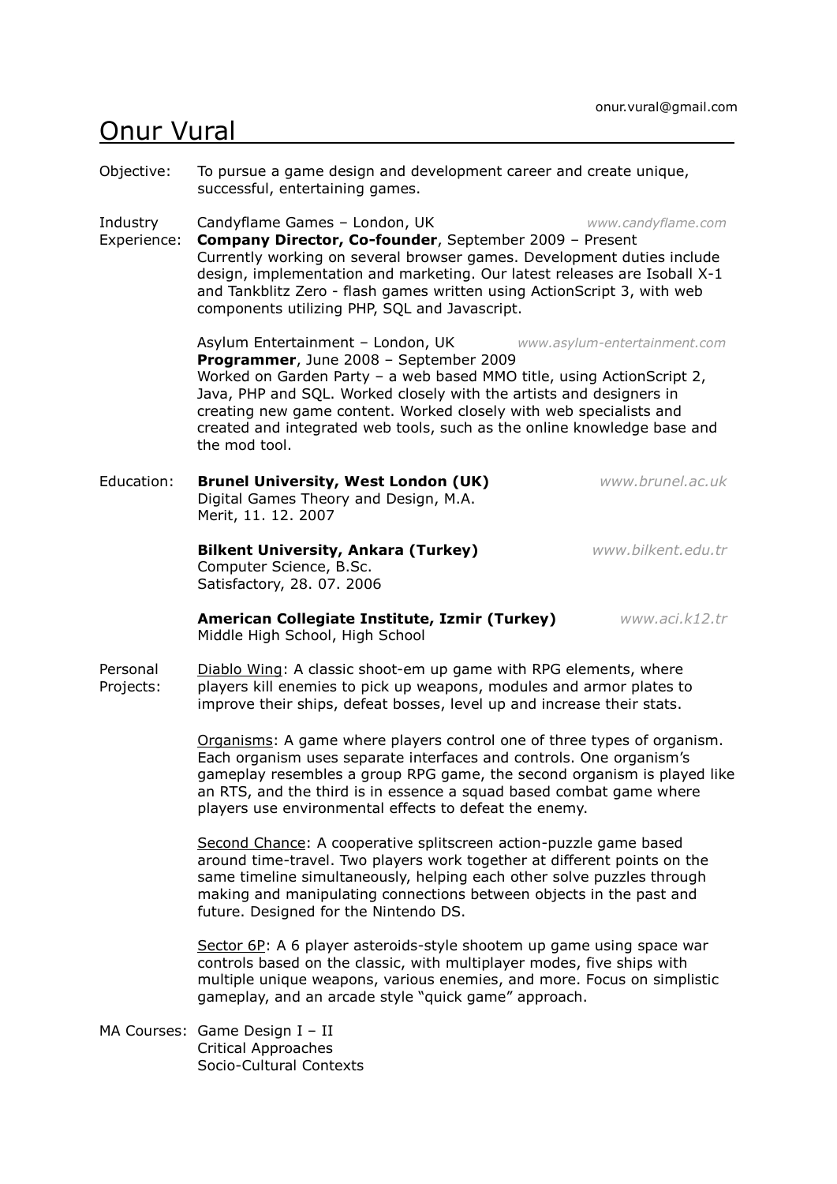onur.vural@gmail.com

# Onur Vural

**Objective:** To pursue a game design and development career and create unique, successful, entertaining games.

**Industry Experience:**

Candyflame Games – London, UK *www.candyflame.com*
**Company Director, Co-founder**, September 2009 – Present
Currently working on several browser games. Development duties include design, implementation and marketing. Our latest releases are Isoball X-1 and Tankblitz Zero - flash games written using ActionScript 3, with web components utilizing PHP, SQL and Javascript.

Asylum Entertainment – London, UK *www.asylum-entertainment.com*
**Programmer**, June 2008 – September 2009
Worked on Garden Party – a web based MMO title, using ActionScript 2, Java, PHP and SQL. Worked closely with the artists and designers in creating new game content. Worked closely with web specialists and created and integrated web tools, such as the online knowledge base and the mod tool.

**Education:**

**Brunel University, West London (UK)** *www.brunel.ac.uk*
Digital Games Theory and Design, M.A.
Merit, 11. 12. 2007

**Bilkent University, Ankara (Turkey)** *www.bilkent.edu.tr*
Computer Science, B.Sc.
Satisfactory, 28. 07. 2006

**American Collegiate Institute, Izmir (Turkey)** *www.aci.k12.tr*
Middle High School, High School

**Personal Projects:**

Diablo Wing: A classic shoot-em up game with RPG elements, where players kill enemies to pick up weapons, modules and armor plates to improve their ships, defeat bosses, level up and increase their stats.

Organisms: A game where players control one of three types of organism. Each organism uses separate interfaces and controls. One organism's gameplay resembles a group RPG game, the second organism is played like an RTS, and the third is in essence a squad based combat game where players use environmental effects to defeat the enemy.

Second Chance: A cooperative splitscreen action-puzzle game based around time-travel. Two players work together at different points on the same timeline simultaneously, helping each other solve puzzles through making and manipulating connections between objects in the past and future. Designed for the Nintendo DS.

Sector 6P: A 6 player asteroids-style shootem up game using space war controls based on the classic, with multiplayer modes, five ships with multiple unique weapons, various enemies, and more. Focus on simplistic gameplay, and an arcade style "quick game" approach.

**MA Courses:** Game Design I – II
Critical Approaches
Socio-Cultural Contexts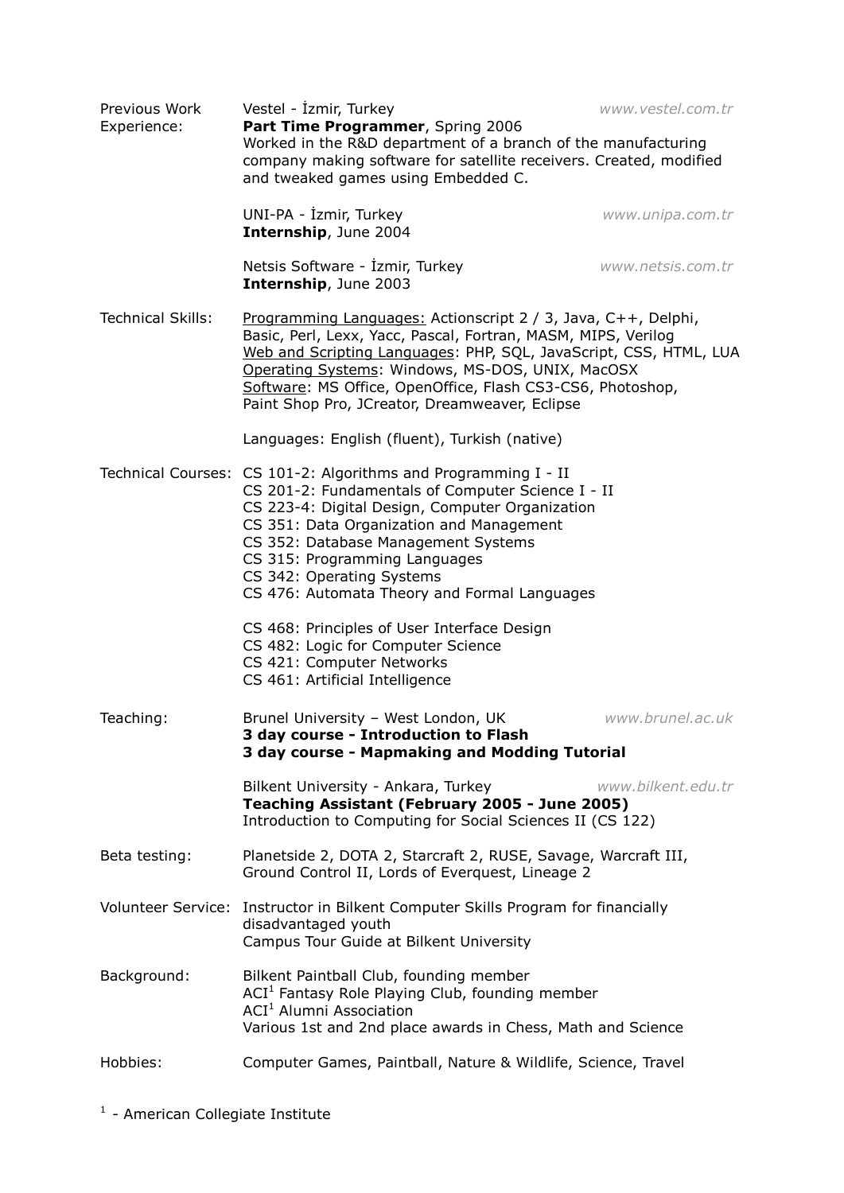**Previous Work Experience:**

Vestel - İzmir, Turkey — *www.vestel.com.tr*
**Part Time Programmer**, Spring 2006
Worked in the R&D department of a branch of the manufacturing company making software for satellite receivers. Created, modified and tweaked games using Embedded C.

UNI-PA - İzmir, Turkey — *www.unipa.com.tr*
**Internship**, June 2004

Netsis Software - İzmir, Turkey — *www.netsis.com.tr*
**Internship**, June 2003

**Technical Skills:**

Programming Languages: Actionscript 2 / 3, Java, C++, Delphi, Basic, Perl, Lexx, Yacc, Pascal, Fortran, MASM, MIPS, Verilog
Web and Scripting Languages: PHP, SQL, JavaScript, CSS, HTML, LUA
Operating Systems: Windows, MS-DOS, UNIX, MacOSX
Software: MS Office, OpenOffice, Flash CS3-CS6, Photoshop, Paint Shop Pro, JCreator, Dreamweaver, Eclipse

Languages: English (fluent), Turkish (native)

**Technical Courses:**

CS 101-2: Algorithms and Programming I - II
CS 201-2: Fundamentals of Computer Science I - II
CS 223-4: Digital Design, Computer Organization
CS 351: Data Organization and Management
CS 352: Database Management Systems
CS 315: Programming Languages
CS 342: Operating Systems
CS 476: Automata Theory and Formal Languages

CS 468: Principles of User Interface Design
CS 482: Logic for Computer Science
CS 421: Computer Networks
CS 461: Artificial Intelligence

**Teaching:**

Brunel University – West London, UK — *www.brunel.ac.uk*
**3 day course - Introduction to Flash**
**3 day course - Mapmaking and Modding Tutorial**

Bilkent University - Ankara, Turkey — *www.bilkent.edu.tr*
**Teaching Assistant (February 2005 - June 2005)**
Introduction to Computing for Social Sciences II (CS 122)

**Beta testing:**

Planetside 2, DOTA 2, Starcraft 2, RUSE, Savage, Warcraft III, Ground Control II, Lords of Everquest, Lineage 2

**Volunteer Service:**

Instructor in Bilkent Computer Skills Program for financially disadvantaged youth
Campus Tour Guide at Bilkent University

**Background:**

Bilkent Paintball Club, founding member
ACI[1] Fantasy Role Playing Club, founding member
ACI[1] Alumni Association
Various 1st and 2nd place awards in Chess, Math and Science

**Hobbies:**

Computer Games, Paintball, Nature & Wildlife, Science, Travel

[1] - American Collegiate Institute